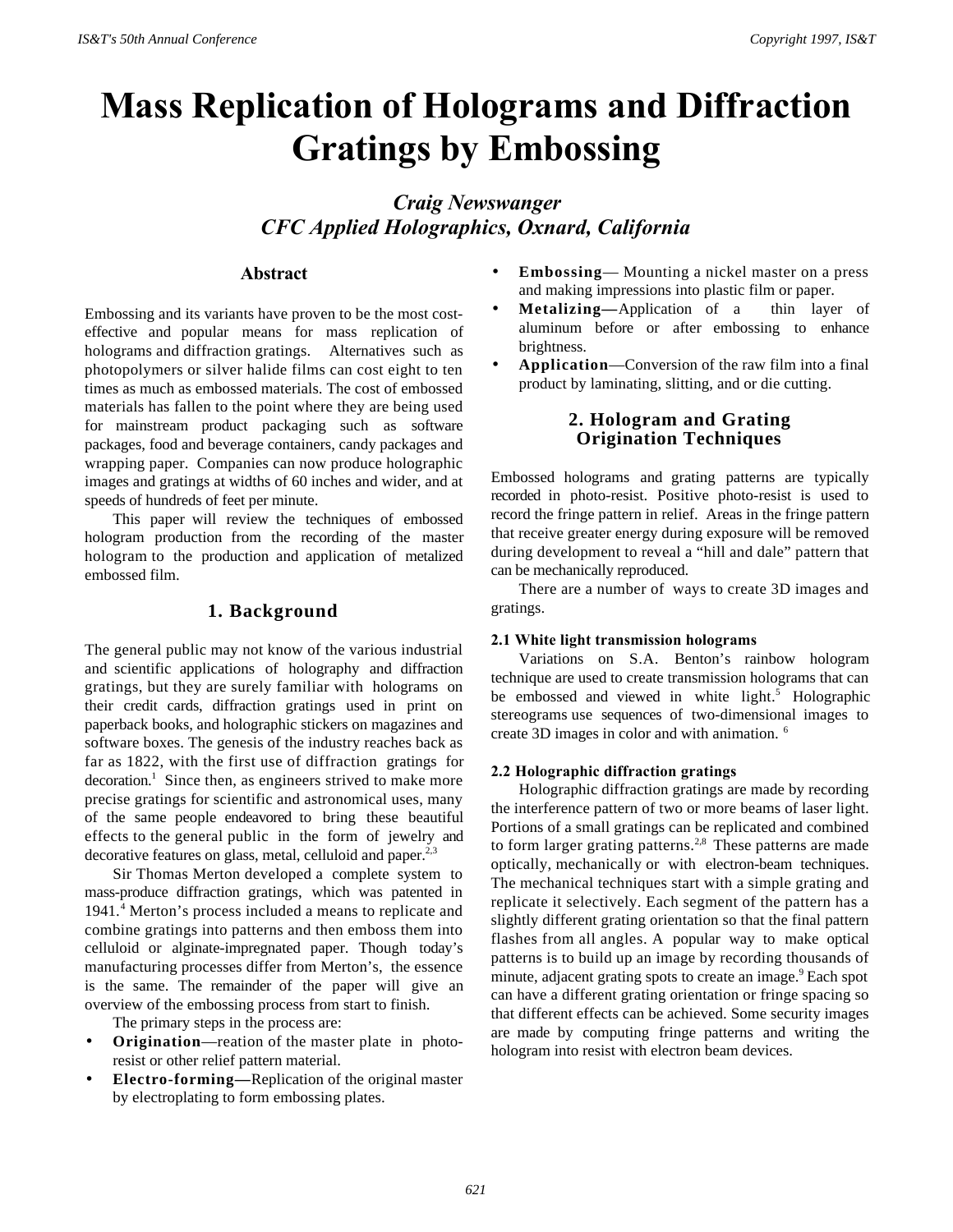# Mass Replication of Holograms and Diffraction Gratings by Embossing

*Craig Newswanger*
*CFC Applied Holographics, Oxnard, California*

## Abstract

Embossing and its variants have proven to be the most cost-effective and popular means for mass replication of holograms and diffraction gratings. Alternatives such as photopolymers or silver halide films can cost eight to ten times as much as embossed materials. The cost of embossed materials has fallen to the point where they are being used for mainstream product packaging such as software packages, food and beverage containers, candy packages and wrapping paper. Companies can now produce holographic images and gratings at widths of 60 inches and wider, and at speeds of hundreds of feet per minute.

This paper will review the techniques of embossed hologram production from the recording of the master hologram to the production and application of metalized embossed film.

## 1. Background

The general public may not know of the various industrial and scientific applications of holography and diffraction gratings, but they are surely familiar with holograms on their credit cards, diffraction gratings used in print on paperback books, and holographic stickers on magazines and software boxes. The genesis of the industry reaches back as far as 1822, with the first use of diffraction gratings for decoration.[1] Since then, as engineers strived to make more precise gratings for scientific and astronomical uses, many of the same people endeavored to bring these beautiful effects to the general public in the form of jewelry and decorative features on glass, metal, celluloid and paper.[2,3]

Sir Thomas Merton developed a complete system to mass-produce diffraction gratings, which was patented in 1941.[4] Merton's process included a means to replicate and combine gratings into patterns and then emboss them into celluloid or alginate-impregnated paper. Though today's manufacturing processes differ from Merton's, the essence is the same. The remainder of the paper will give an overview of the embossing process from start to finish.

The primary steps in the process are:

- **Origination**—reation of the master plate in photo-resist or other relief pattern material.
- **Electro-forming—**Replication of the original master by electroplating to form embossing plates.
- **Embossing**— Mounting a nickel master on a press and making impressions into plastic film or paper.
- **Metalizing—**Application of a thin layer of aluminum before or after embossing to enhance brightness.
- **Application**—Conversion of the raw film into a final product by laminating, slitting, and or die cutting.

## 2. Hologram and Grating Origination Techniques

Embossed holograms and grating patterns are typically recorded in photo-resist. Positive photo-resist is used to record the fringe pattern in relief. Areas in the fringe pattern that receive greater energy during exposure will be removed during development to reveal a "hill and dale" pattern that can be mechanically reproduced.

There are a number of ways to create 3D images and gratings.

### 2.1 White light transmission holograms

Variations on S.A. Benton's rainbow hologram technique are used to create transmission holograms that can be embossed and viewed in white light.[5] Holographic stereograms use sequences of two-dimensional images to create 3D images in color and with animation.[6]

### 2.2 Holographic diffraction gratings

Holographic diffraction gratings are made by recording the interference pattern of two or more beams of laser light. Portions of a small gratings can be replicated and combined to form larger grating patterns.[2,8] These patterns are made optically, mechanically or with electron-beam techniques. The mechanical techniques start with a simple grating and replicate it selectively. Each segment of the pattern has a slightly different grating orientation so that the final pattern flashes from all angles. A popular way to make optical patterns is to build up an image by recording thousands of minute, adjacent grating spots to create an image.[9] Each spot can have a different grating orientation or fringe spacing so that different effects can be achieved. Some security images are made by computing fringe patterns and writing the hologram into resist with electron beam devices.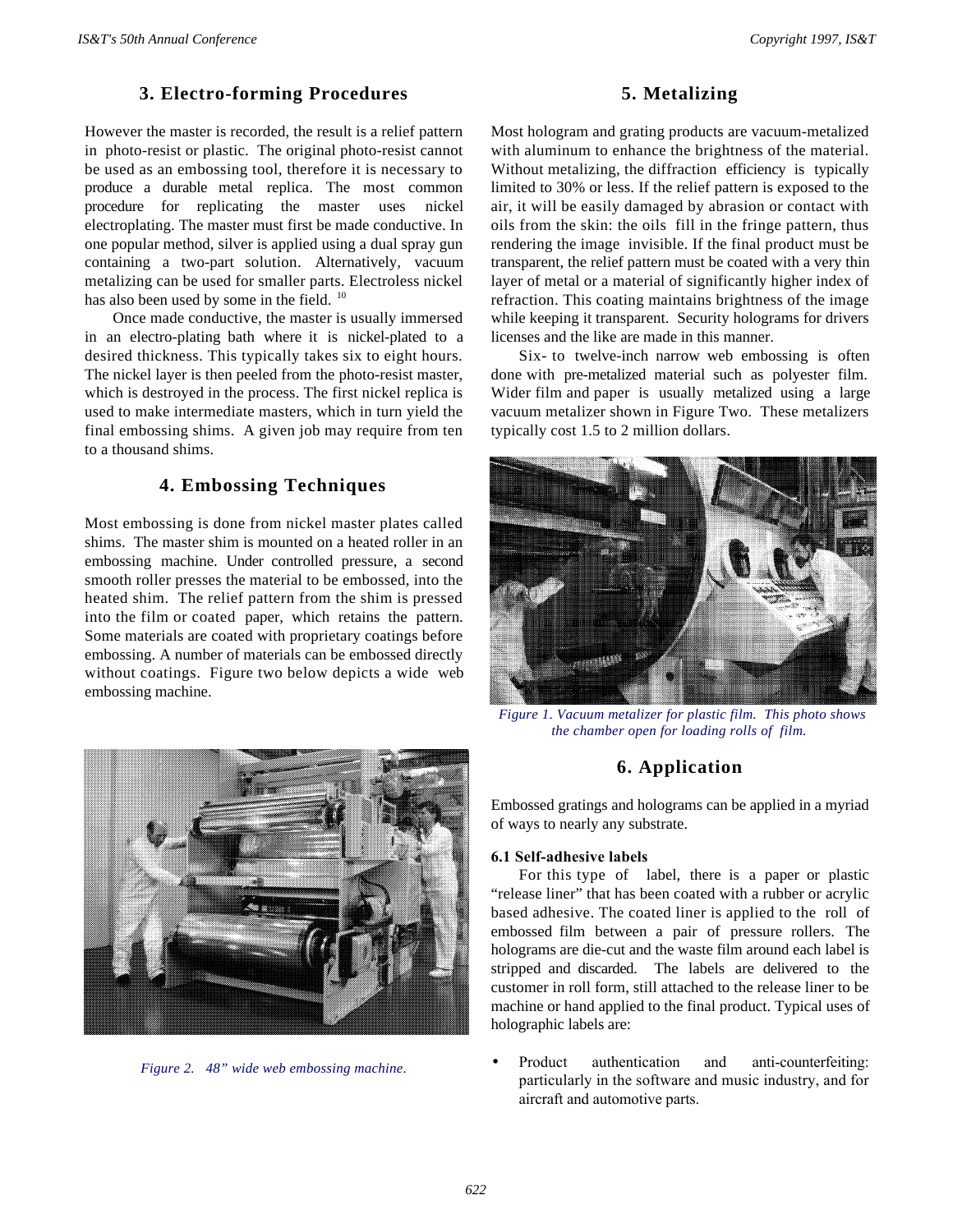## 3. Electro-forming Procedures

However the master is recorded, the result is a relief pattern in photo-resist or plastic. The original photo-resist cannot be used as an embossing tool, therefore it is necessary to produce a durable metal replica. The most common procedure for replicating the master uses nickel electroplating. The master must first be made conductive. In one popular method, silver is applied using a dual spray gun containing a two-part solution. Alternatively, vacuum metalizing can be used for smaller parts. Electroless nickel has also been used by some in the field. [10]

Once made conductive, the master is usually immersed in an electro-plating bath where it is nickel-plated to a desired thickness. This typically takes six to eight hours. The nickel layer is then peeled from the photo-resist master, which is destroyed in the process. The first nickel replica is used to make intermediate masters, which in turn yield the final embossing shims. A given job may require from ten to a thousand shims.

## 4. Embossing Techniques

Most embossing is done from nickel master plates called shims. The master shim is mounted on a heated roller in an embossing machine. Under controlled pressure, a second smooth roller presses the material to be embossed, into the heated shim. The relief pattern from the shim is pressed into the film or coated paper, which retains the pattern. Some materials are coated with proprietary coatings before embossing. A number of materials can be embossed directly without coatings. Figure two below depicts a wide web embossing machine.

*Figure 2. 48" wide web embossing machine.*

## 5. Metalizing

Most hologram and grating products are vacuum-metalized with aluminum to enhance the brightness of the material. Without metalizing, the diffraction efficiency is typically limited to 30% or less. If the relief pattern is exposed to the air, it will be easily damaged by abrasion or contact with oils from the skin: the oils fill in the fringe pattern, thus rendering the image invisible. If the final product must be transparent, the relief pattern must be coated with a very thin layer of metal or a material of significantly higher index of refraction. This coating maintains brightness of the image while keeping it transparent. Security holograms for drivers licenses and the like are made in this manner.

Six- to twelve-inch narrow web embossing is often done with pre-metalized material such as polyester film. Wider film and paper is usually metalized using a large vacuum metalizer shown in Figure Two. These metalizers typically cost 1.5 to 2 million dollars.

*Figure 1. Vacuum metalizer for plastic film. This photo shows the chamber open for loading rolls of film.*

## 6. Application

Embossed gratings and holograms can be applied in a myriad of ways to nearly any substrate.

### 6.1 Self-adhesive labels

For this type of label, there is a paper or plastic "release liner" that has been coated with a rubber or acrylic based adhesive. The coated liner is applied to the roll of embossed film between a pair of pressure rollers. The holograms are die-cut and the waste film around each label is stripped and discarded. The labels are delivered to the customer in roll form, still attached to the release liner to be machine or hand applied to the final product. Typical uses of holographic labels are:

- Product authentication and anti-counterfeiting: particularly in the software and music industry, and for aircraft and automotive parts.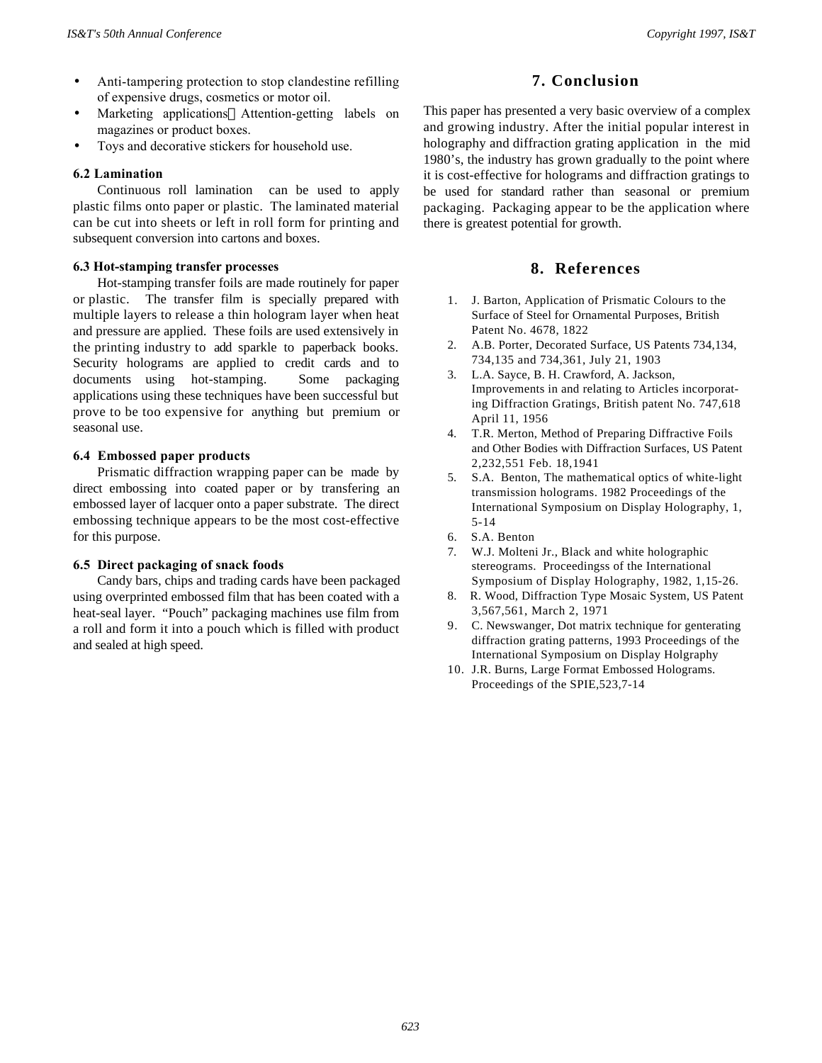- Anti-tampering protection to stop clandestine refilling of expensive drugs, cosmetics or motor oil.
- Marketing applications Attention-getting labels on magazines or product boxes.
- Toys and decorative stickers for household use.

### 6.2 Lamination

Continuous roll lamination can be used to apply plastic films onto paper or plastic. The laminated material can be cut into sheets or left in roll form for printing and subsequent conversion into cartons and boxes.

### 6.3 Hot-stamping transfer processes

Hot-stamping transfer foils are made routinely for paper or plastic. The transfer film is specially prepared with multiple layers to release a thin hologram layer when heat and pressure are applied. These foils are used extensively in the printing industry to add sparkle to paperback books. Security holograms are applied to credit cards and to documents using hot-stamping. Some packaging applications using these techniques have been successful but prove to be too expensive for anything but premium or seasonal use.

### 6.4 Embossed paper products

Prismatic diffraction wrapping paper can be made by direct embossing into coated paper or by transfering an embossed layer of lacquer onto a paper substrate. The direct embossing technique appears to be the most cost-effective for this purpose.

### 6.5 Direct packaging of snack foods

Candy bars, chips and trading cards have been packaged using overprinted embossed film that has been coated with a heat-seal layer. "Pouch" packaging machines use film from a roll and form it into a pouch which is filled with product and sealed at high speed.

## 7. Conclusion

This paper has presented a very basic overview of a complex and growing industry. After the initial popular interest in holography and diffraction grating application in the mid 1980's, the industry has grown gradually to the point where it is cost-effective for holograms and diffraction gratings to be used for standard rather than seasonal or premium packaging. Packaging appear to be the application where there is greatest potential for growth.

## 8. References

1. J. Barton, Application of Prismatic Colours to the Surface of Steel for Ornamental Purposes, British Patent No. 4678, 1822
2. A.B. Porter, Decorated Surface, US Patents 734,134, 734,135 and 734,361, July 21, 1903
3. L.A. Sayce, B. H. Crawford, A. Jackson, Improvements in and relating to Articles incorporating Diffraction Gratings, British patent No. 747,618 April 11, 1956
4. T.R. Merton, Method of Preparing Diffractive Foils and Other Bodies with Diffraction Surfaces, US Patent 2,232,551 Feb. 18,1941
5. S.A. Benton, The mathematical optics of white-light transmission holograms. 1982 Proceedings of the International Symposium on Display Holography, 1, 5-14
6. S.A. Benton
7. W.J. Molteni Jr., Black and white holographic stereograms. Proceedingss of the International Symposium of Display Holography, 1982, 1,15-26.
8. R. Wood, Diffraction Type Mosaic System, US Patent 3,567,561, March 2, 1971
9. C. Newswanger, Dot matrix technique for genterating diffraction grating patterns, 1993 Proceedings of the International Symposium on Display Holgraphy
10. J.R. Burns, Large Format Embossed Holograms. Proceedings of the SPIE,523,7-14